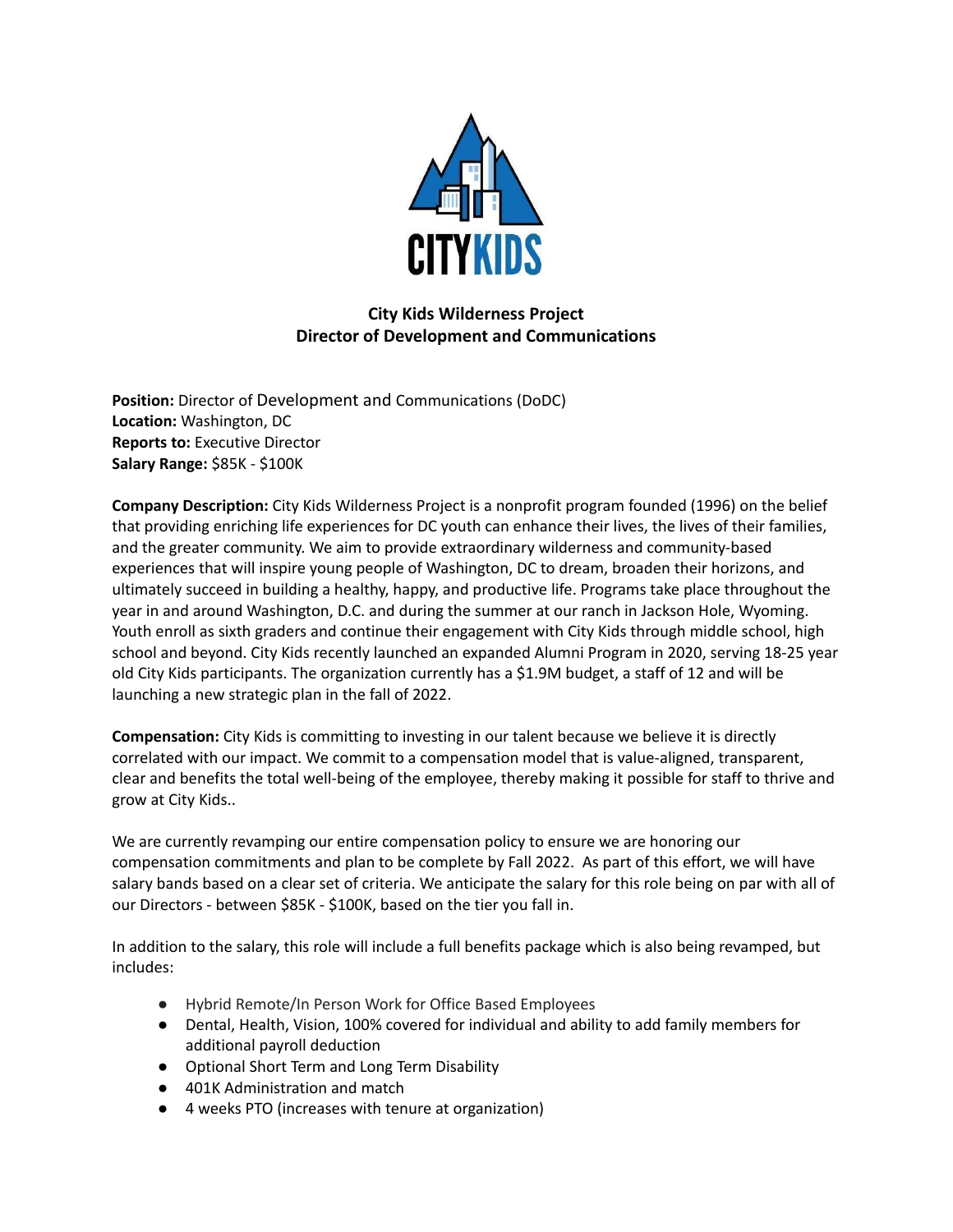# City Kids Wilderness Project
## Director of Development and Communications

**Position:** Director of Development and Communications (DoDC)
**Location:** Washington, DC
**Reports to:** Executive Director
**Salary Range:** $85K - $100K

**Company Description:** City Kids Wilderness Project is a nonprofit program founded (1996) on the belief that providing enriching life experiences for DC youth can enhance their lives, the lives of their families, and the greater community. We aim to provide extraordinary wilderness and community-based experiences that will inspire young people of Washington, DC to dream, broaden their horizons, and ultimately succeed in building a healthy, happy, and productive life. Programs take place throughout the year in and around Washington, D.C. and during the summer at our ranch in Jackson Hole, Wyoming. Youth enroll as sixth graders and continue their engagement with City Kids through middle school, high school and beyond. City Kids recently launched an expanded Alumni Program in 2020, serving 18-25 year old City Kids participants. The organization currently has a $1.9M budget, a staff of 12 and will be launching a new strategic plan in the fall of 2022.

**Compensation:** City Kids is committing to investing in our talent because we believe it is directly correlated with our impact. We commit to a compensation model that is value-aligned, transparent, clear and benefits the total well-being of the employee, thereby making it possible for staff to thrive and grow at City Kids..

We are currently revamping our entire compensation policy to ensure we are honoring our compensation commitments and plan to be complete by Fall 2022. As part of this effort, we will have salary bands based on a clear set of criteria. We anticipate the salary for this role being on par with all of our Directors - between $85K - $100K, based on the tier you fall in.

In addition to the salary, this role will include a full benefits package which is also being revamped, but includes:

- Hybrid Remote/In Person Work for Office Based Employees
- Dental, Health, Vision, 100% covered for individual and ability to add family members for additional payroll deduction
- Optional Short Term and Long Term Disability
- 401K Administration and match
- 4 weeks PTO (increases with tenure at organization)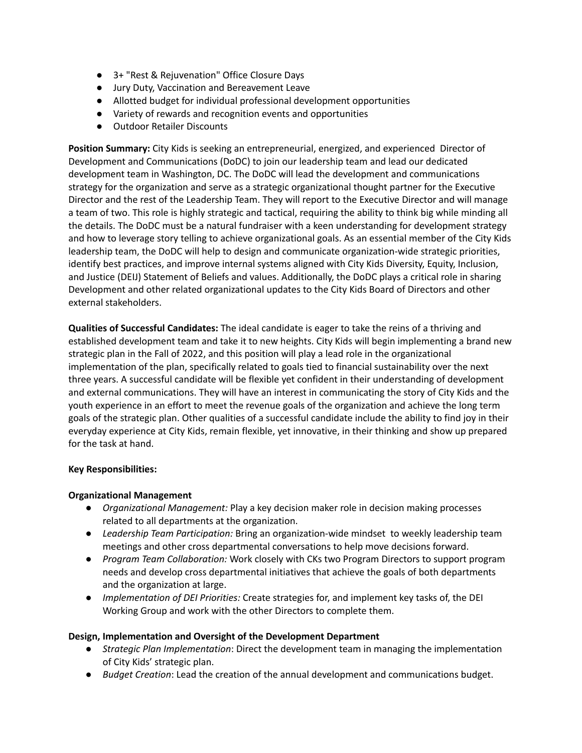- 3+ "Rest & Rejuvenation" Office Closure Days
- Jury Duty, Vaccination and Bereavement Leave
- Allotted budget for individual professional development opportunities
- Variety of rewards and recognition events and opportunities
- Outdoor Retailer Discounts

**Position Summary:** City Kids is seeking an entrepreneurial, energized, and experienced Director of Development and Communications (DoDC) to join our leadership team and lead our dedicated development team in Washington, DC. The DoDC will lead the development and communications strategy for the organization and serve as a strategic organizational thought partner for the Executive Director and the rest of the Leadership Team. They will report to the Executive Director and will manage a team of two. This role is highly strategic and tactical, requiring the ability to think big while minding all the details. The DoDC must be a natural fundraiser with a keen understanding for development strategy and how to leverage story telling to achieve organizational goals. As an essential member of the City Kids leadership team, the DoDC will help to design and communicate organization-wide strategic priorities, identify best practices, and improve internal systems aligned with City Kids Diversity, Equity, Inclusion, and Justice (DEIJ) Statement of Beliefs and values. Additionally, the DoDC plays a critical role in sharing Development and other related organizational updates to the City Kids Board of Directors and other external stakeholders.

**Qualities of Successful Candidates:** The ideal candidate is eager to take the reins of a thriving and established development team and take it to new heights. City Kids will begin implementing a brand new strategic plan in the Fall of 2022, and this position will play a lead role in the organizational implementation of the plan, specifically related to goals tied to financial sustainability over the next three years. A successful candidate will be flexible yet confident in their understanding of development and external communications. They will have an interest in communicating the story of City Kids and the youth experience in an effort to meet the revenue goals of the organization and achieve the long term goals of the strategic plan. Other qualities of a successful candidate include the ability to find joy in their everyday experience at City Kids, remain flexible, yet innovative, in their thinking and show up prepared for the task at hand.

**Key Responsibilities:**

**Organizational Management**

- *Organizational Management:* Play a key decision maker role in decision making processes related to all departments at the organization.
- *Leadership Team Participation:* Bring an organization-wide mindset to weekly leadership team meetings and other cross departmental conversations to help move decisions forward.
- *Program Team Collaboration:* Work closely with CKs two Program Directors to support program needs and develop cross departmental initiatives that achieve the goals of both departments and the organization at large.
- *Implementation of DEI Priorities:* Create strategies for, and implement key tasks of, the DEI Working Group and work with the other Directors to complete them.

**Design, Implementation and Oversight of the Development Department**

- *Strategic Plan Implementation*: Direct the development team in managing the implementation of City Kids' strategic plan.
- *Budget Creation*: Lead the creation of the annual development and communications budget.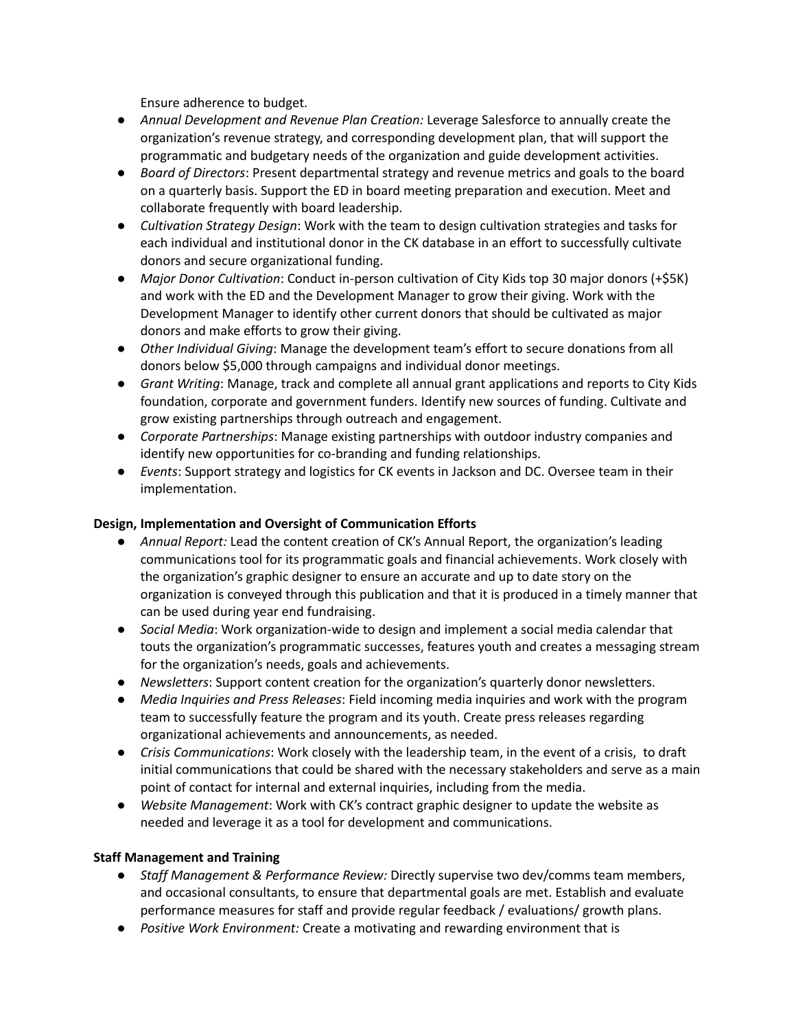Ensure adherence to budget.

- *Annual Development and Revenue Plan Creation:* Leverage Salesforce to annually create the organization's revenue strategy, and corresponding development plan, that will support the programmatic and budgetary needs of the organization and guide development activities.
- *Board of Directors*: Present departmental strategy and revenue metrics and goals to the board on a quarterly basis. Support the ED in board meeting preparation and execution. Meet and collaborate frequently with board leadership.
- *Cultivation Strategy Design*: Work with the team to design cultivation strategies and tasks for each individual and institutional donor in the CK database in an effort to successfully cultivate donors and secure organizational funding.
- *Major Donor Cultivation*: Conduct in-person cultivation of City Kids top 30 major donors (+$5K) and work with the ED and the Development Manager to grow their giving. Work with the Development Manager to identify other current donors that should be cultivated as major donors and make efforts to grow their giving.
- *Other Individual Giving*: Manage the development team's effort to secure donations from all donors below $5,000 through campaigns and individual donor meetings.
- *Grant Writing*: Manage, track and complete all annual grant applications and reports to City Kids foundation, corporate and government funders. Identify new sources of funding. Cultivate and grow existing partnerships through outreach and engagement.
- *Corporate Partnerships*: Manage existing partnerships with outdoor industry companies and identify new opportunities for co-branding and funding relationships.
- *Events*: Support strategy and logistics for CK events in Jackson and DC. Oversee team in their implementation.

**Design, Implementation and Oversight of Communication Efforts**

- *Annual Report:* Lead the content creation of CK's Annual Report, the organization's leading communications tool for its programmatic goals and financial achievements. Work closely with the organization's graphic designer to ensure an accurate and up to date story on the organization is conveyed through this publication and that it is produced in a timely manner that can be used during year end fundraising.
- *Social Media*: Work organization-wide to design and implement a social media calendar that touts the organization's programmatic successes, features youth and creates a messaging stream for the organization's needs, goals and achievements.
- *Newsletters*: Support content creation for the organization's quarterly donor newsletters.
- *Media Inquiries and Press Releases*: Field incoming media inquiries and work with the program team to successfully feature the program and its youth. Create press releases regarding organizational achievements and announcements, as needed.
- *Crisis Communications*: Work closely with the leadership team, in the event of a crisis, to draft initial communications that could be shared with the necessary stakeholders and serve as a main point of contact for internal and external inquiries, including from the media.
- *Website Management*: Work with CK's contract graphic designer to update the website as needed and leverage it as a tool for development and communications.

**Staff Management and Training**

- *Staff Management & Performance Review:* Directly supervise two dev/comms team members, and occasional consultants, to ensure that departmental goals are met. Establish and evaluate performance measures for staff and provide regular feedback / evaluations/ growth plans.
- *Positive Work Environment:* Create a motivating and rewarding environment that is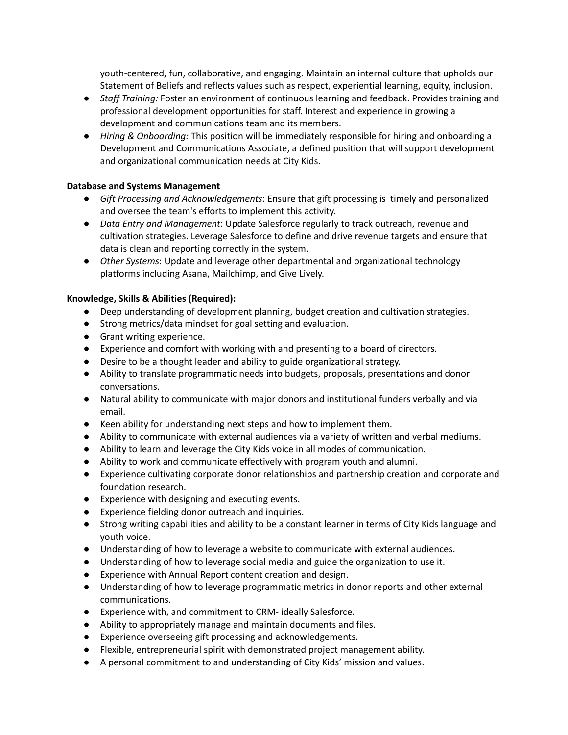youth-centered, fun, collaborative, and engaging. Maintain an internal culture that upholds our Statement of Beliefs and reflects values such as respect, experiential learning, equity, inclusion.

- *Staff Training:* Foster an environment of continuous learning and feedback. Provides training and professional development opportunities for staff. Interest and experience in growing a development and communications team and its members.
- *Hiring & Onboarding:* This position will be immediately responsible for hiring and onboarding a Development and Communications Associate, a defined position that will support development and organizational communication needs at City Kids.

**Database and Systems Management**

- *Gift Processing and Acknowledgements*: Ensure that gift processing is timely and personalized and oversee the team's efforts to implement this activity.
- *Data Entry and Management*: Update Salesforce regularly to track outreach, revenue and cultivation strategies. Leverage Salesforce to define and drive revenue targets and ensure that data is clean and reporting correctly in the system.
- *Other Systems*: Update and leverage other departmental and organizational technology platforms including Asana, Mailchimp, and Give Lively.

**Knowledge, Skills & Abilities (Required):**

- Deep understanding of development planning, budget creation and cultivation strategies.
- Strong metrics/data mindset for goal setting and evaluation.
- Grant writing experience.
- Experience and comfort with working with and presenting to a board of directors.
- Desire to be a thought leader and ability to guide organizational strategy.
- Ability to translate programmatic needs into budgets, proposals, presentations and donor conversations.
- Natural ability to communicate with major donors and institutional funders verbally and via email.
- Keen ability for understanding next steps and how to implement them.
- Ability to communicate with external audiences via a variety of written and verbal mediums.
- Ability to learn and leverage the City Kids voice in all modes of communication.
- Ability to work and communicate effectively with program youth and alumni.
- Experience cultivating corporate donor relationships and partnership creation and corporate and foundation research.
- Experience with designing and executing events.
- Experience fielding donor outreach and inquiries.
- Strong writing capabilities and ability to be a constant learner in terms of City Kids language and youth voice.
- Understanding of how to leverage a website to communicate with external audiences.
- Understanding of how to leverage social media and guide the organization to use it.
- Experience with Annual Report content creation and design.
- Understanding of how to leverage programmatic metrics in donor reports and other external communications.
- Experience with, and commitment to CRM- ideally Salesforce.
- Ability to appropriately manage and maintain documents and files.
- Experience overseeing gift processing and acknowledgements.
- Flexible, entrepreneurial spirit with demonstrated project management ability.
- A personal commitment to and understanding of City Kids' mission and values.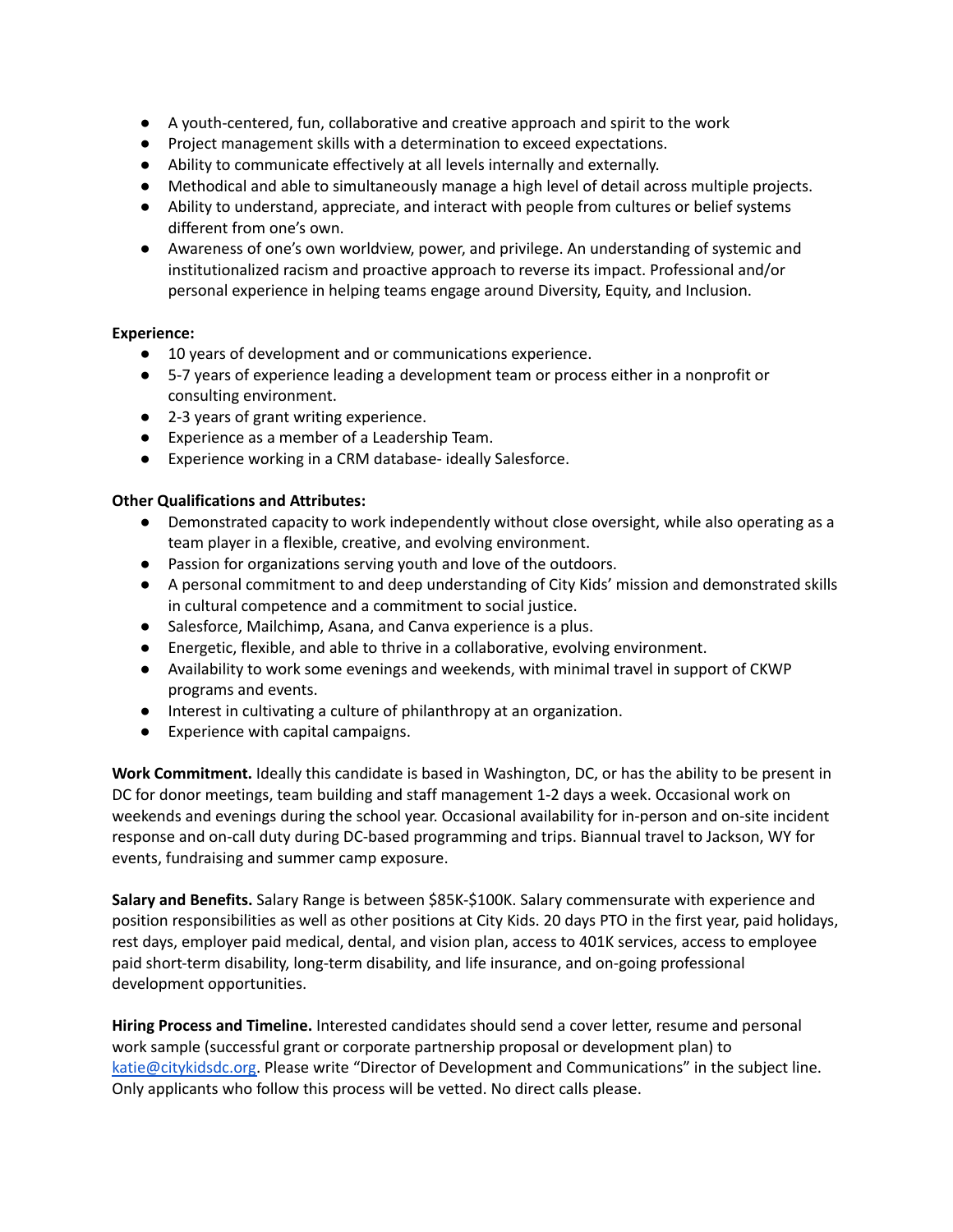- A youth-centered, fun, collaborative and creative approach and spirit to the work
- Project management skills with a determination to exceed expectations.
- Ability to communicate effectively at all levels internally and externally.
- Methodical and able to simultaneously manage a high level of detail across multiple projects.
- Ability to understand, appreciate, and interact with people from cultures or belief systems different from one's own.
- Awareness of one's own worldview, power, and privilege. An understanding of systemic and institutionalized racism and proactive approach to reverse its impact. Professional and/or personal experience in helping teams engage around Diversity, Equity, and Inclusion.

**Experience:**

- 10 years of development and or communications experience.
- 5-7 years of experience leading a development team or process either in a nonprofit or consulting environment.
- 2-3 years of grant writing experience.
- Experience as a member of a Leadership Team.
- Experience working in a CRM database- ideally Salesforce.

**Other Qualifications and Attributes:**

- Demonstrated capacity to work independently without close oversight, while also operating as a team player in a flexible, creative, and evolving environment.
- Passion for organizations serving youth and love of the outdoors.
- A personal commitment to and deep understanding of City Kids' mission and demonstrated skills in cultural competence and a commitment to social justice.
- Salesforce, Mailchimp, Asana, and Canva experience is a plus.
- Energetic, flexible, and able to thrive in a collaborative, evolving environment.
- Availability to work some evenings and weekends, with minimal travel in support of CKWP programs and events.
- Interest in cultivating a culture of philanthropy at an organization.
- Experience with capital campaigns.

**Work Commitment.** Ideally this candidate is based in Washington, DC, or has the ability to be present in DC for donor meetings, team building and staff management 1-2 days a week. Occasional work on weekends and evenings during the school year. Occasional availability for in-person and on-site incident response and on-call duty during DC-based programming and trips. Biannual travel to Jackson, WY for events, fundraising and summer camp exposure.

**Salary and Benefits.** Salary Range is between $85K-$100K. Salary commensurate with experience and position responsibilities as well as other positions at City Kids. 20 days PTO in the first year, paid holidays, rest days, employer paid medical, dental, and vision plan, access to 401K services, access to employee paid short-term disability, long-term disability, and life insurance, and on-going professional development opportunities.

**Hiring Process and Timeline.** Interested candidates should send a cover letter, resume and personal work sample (successful grant or corporate partnership proposal or development plan) to [katie@citykidsdc.org](mailto:katie@citykidsdc.org). Please write "Director of Development and Communications" in the subject line. Only applicants who follow this process will be vetted. No direct calls please.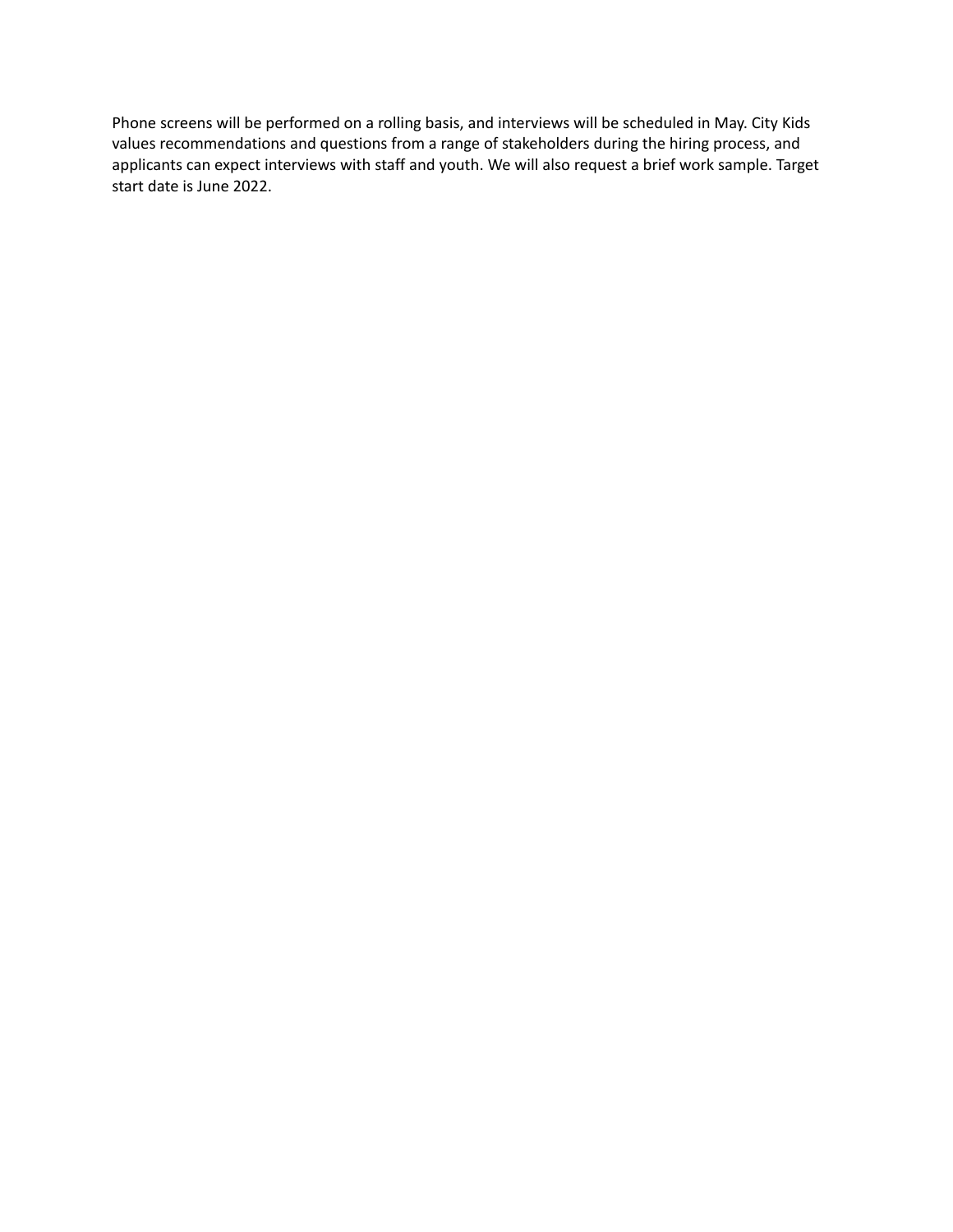Phone screens will be performed on a rolling basis, and interviews will be scheduled in May. City Kids values recommendations and questions from a range of stakeholders during the hiring process, and applicants can expect interviews with staff and youth. We will also request a brief work sample. Target start date is June 2022.